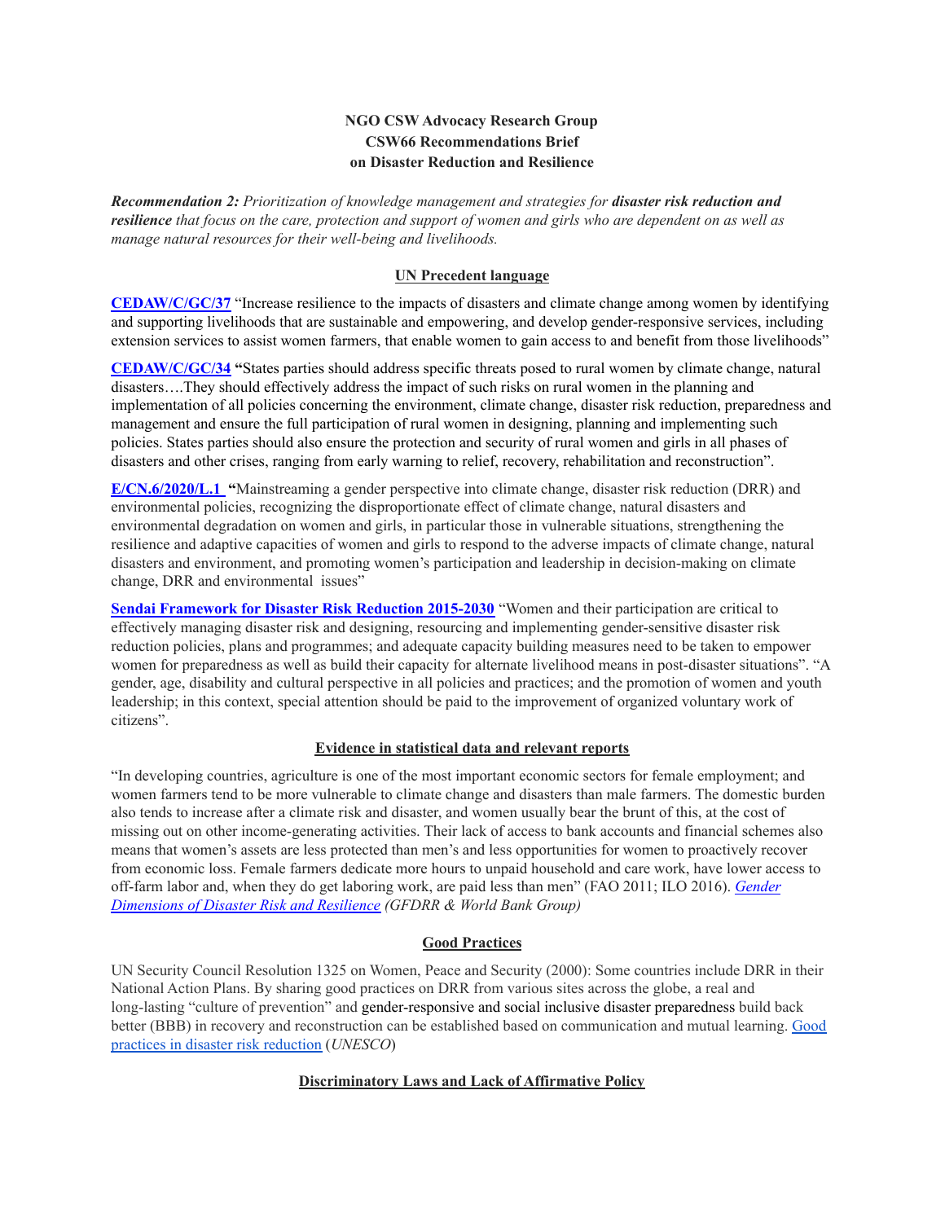**NGO CSW Advocacy Research Group**
**CSW66 Recommendations Brief**
**on Disaster Reduction and Resilience**

***Recommendation 2:*** *Prioritization of knowledge management and strategies for* ***disaster risk reduction and resilience*** *that focus on the care, protection and support of women and girls who are dependent on as well as manage natural resources for their well-being and livelihoods.*

## UN Precedent language

**CEDAW/C/GC/37** "Increase resilience to the impacts of disasters and climate change among women by identifying and supporting livelihoods that are sustainable and empowering, and develop gender-responsive services, including extension services to assist women farmers, that enable women to gain access to and benefit from those livelihoods"

**CEDAW/C/GC/34** **"**States parties should address specific threats posed to rural women by climate change, natural disasters….They should effectively address the impact of such risks on rural women in the planning and implementation of all policies concerning the environment, climate change, disaster risk reduction, preparedness and management and ensure the full participation of rural women in designing, planning and implementing such policies. States parties should also ensure the protection and security of rural women and girls in all phases of disasters and other crises, ranging from early warning to relief, recovery, rehabilitation and reconstruction".

**E/CN.6/2020/L.1** **"**Mainstreaming a gender perspective into climate change, disaster risk reduction (DRR) and environmental policies, recognizing the disproportionate effect of climate change, natural disasters and environmental degradation on women and girls, in particular those in vulnerable situations, strengthening the resilience and adaptive capacities of women and girls to respond to the adverse impacts of climate change, natural disasters and environment, and promoting women's participation and leadership in decision-making on climate change, DRR and environmental issues"

**Sendai Framework for Disaster Risk Reduction 2015-2030** "Women and their participation are critical to effectively managing disaster risk and designing, resourcing and implementing gender-sensitive disaster risk reduction policies, plans and programmes; and adequate capacity building measures need to be taken to empower women for preparedness as well as build their capacity for alternate livelihood means in post-disaster situations". "A gender, age, disability and cultural perspective in all policies and practices; and the promotion of women and youth leadership; in this context, special attention should be paid to the improvement of organized voluntary work of citizens".

## Evidence in statistical data and relevant reports

"In developing countries, agriculture is one of the most important economic sectors for female employment; and women farmers tend to be more vulnerable to climate change and disasters than male farmers. The domestic burden also tends to increase after a climate risk and disaster, and women usually bear the brunt of this, at the cost of missing out on other income-generating activities. Their lack of access to bank accounts and financial schemes also means that women's assets are less protected than men's and less opportunities for women to proactively recover from economic loss. Female farmers dedicate more hours to unpaid household and care work, have lower access to off-farm labor and, when they do get laboring work, are paid less than men" (FAO 2011; ILO 2016). *Gender Dimensions of Disaster Risk and Resilience (GFDRR & World Bank Group)*

## Good Practices

UN Security Council Resolution 1325 on Women, Peace and Security (2000): Some countries include DRR in their National Action Plans. By sharing good practices on DRR from various sites across the globe, a real and long-lasting "culture of prevention" and gender-responsive and social inclusive disaster preparedness build back better (BBB) in recovery and reconstruction can be established based on communication and mutual learning. Good practices in disaster risk reduction (*UNESCO*)

## Discriminatory Laws and Lack of Affirmative Policy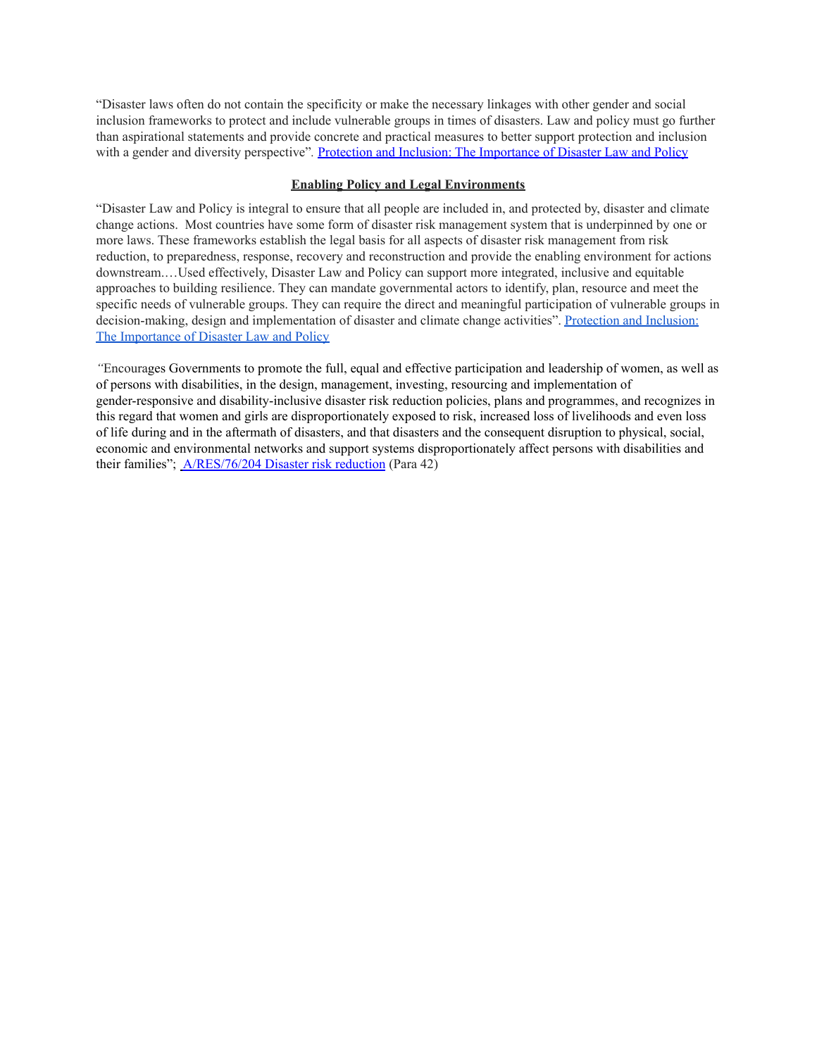"Disaster laws often do not contain the specificity or make the necessary linkages with other gender and social inclusion frameworks to protect and include vulnerable groups in times of disasters. Law and policy must go further than aspirational statements and provide concrete and practical measures to better support protection and inclusion with a gender and diversity perspective". [Protection and Inclusion: The Importance of Disaster Law and Policy]

**Enabling Policy and Legal Environments**

"Disaster Law and Policy is integral to ensure that all people are included in, and protected by, disaster and climate change actions. Most countries have some form of disaster risk management system that is underpinned by one or more laws. These frameworks establish the legal basis for all aspects of disaster risk management from risk reduction, to preparedness, response, recovery and reconstruction and provide the enabling environment for actions downstream.…Used effectively, Disaster Law and Policy can support more integrated, inclusive and equitable approaches to building resilience. They can mandate governmental actors to identify, plan, resource and meet the specific needs of vulnerable groups. They can require the direct and meaningful participation of vulnerable groups in decision-making, design and implementation of disaster and climate change activities". [Protection and Inclusion: The Importance of Disaster Law and Policy]

*"*Encourages Governments to promote the full, equal and effective participation and leadership of women, as well as of persons with disabilities, in the design, management, investing, resourcing and implementation of gender-responsive and disability-inclusive disaster risk reduction policies, plans and programmes, and recognizes in this regard that women and girls are disproportionately exposed to risk, increased loss of livelihoods and even loss of life during and in the aftermath of disasters, and that disasters and the consequent disruption to physical, social, economic and environmental networks and support systems disproportionately affect persons with disabilities and their families"; [A/RES/76/204 Disaster risk reduction] (Para 42)